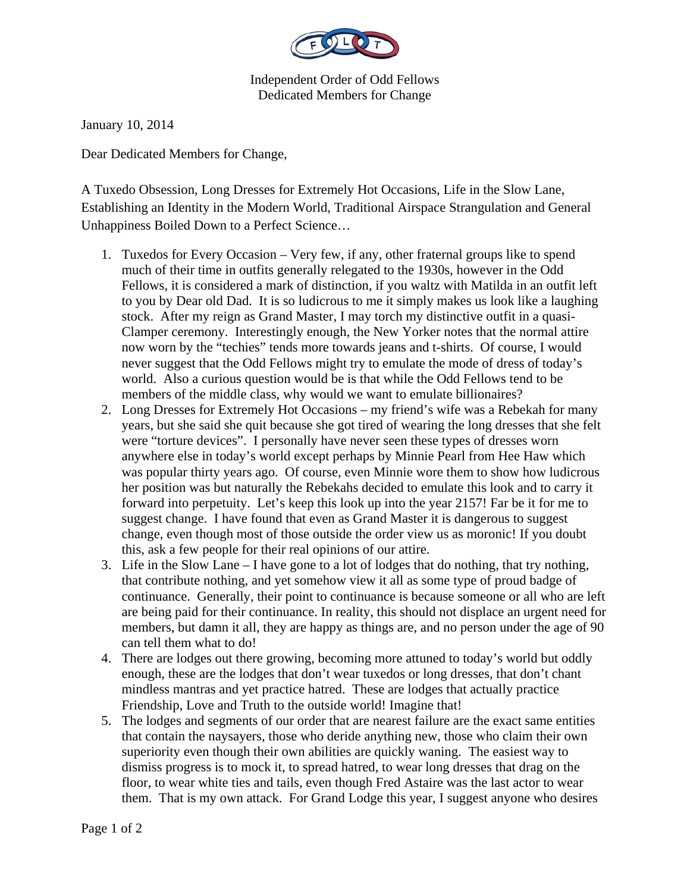Independent Order of Odd Fellows
Dedicated Members for Change

January 10, 2014

Dear Dedicated Members for Change,

A Tuxedo Obsession, Long Dresses for Extremely Hot Occasions, Life in the Slow Lane, Establishing an Identity in the Modern World, Traditional Airspace Strangulation and General Unhappiness Boiled Down to a Perfect Science…

1. Tuxedos for Every Occasion – Very few, if any, other fraternal groups like to spend much of their time in outfits generally relegated to the 1930s, however in the Odd Fellows, it is considered a mark of distinction, if you waltz with Matilda in an outfit left to you by Dear old Dad. It is so ludicrous to me it simply makes us look like a laughing stock. After my reign as Grand Master, I may torch my distinctive outfit in a quasi-Clamper ceremony. Interestingly enough, the New Yorker notes that the normal attire now worn by the "techies" tends more towards jeans and t-shirts. Of course, I would never suggest that the Odd Fellows might try to emulate the mode of dress of today's world. Also a curious question would be is that while the Odd Fellows tend to be members of the middle class, why would we want to emulate billionaires?
2. Long Dresses for Extremely Hot Occasions – my friend's wife was a Rebekah for many years, but she said she quit because she got tired of wearing the long dresses that she felt were "torture devices". I personally have never seen these types of dresses worn anywhere else in today's world except perhaps by Minnie Pearl from Hee Haw which was popular thirty years ago. Of course, even Minnie wore them to show how ludicrous her position was but naturally the Rebekahs decided to emulate this look and to carry it forward into perpetuity. Let's keep this look up into the year 2157! Far be it for me to suggest change. I have found that even as Grand Master it is dangerous to suggest change, even though most of those outside the order view us as moronic! If you doubt this, ask a few people for their real opinions of our attire.
3. Life in the Slow Lane – I have gone to a lot of lodges that do nothing, that try nothing, that contribute nothing, and yet somehow view it all as some type of proud badge of continuance. Generally, their point to continuance is because someone or all who are left are being paid for their continuance. In reality, this should not displace an urgent need for members, but damn it all, they are happy as things are, and no person under the age of 90 can tell them what to do!
4. There are lodges out there growing, becoming more attuned to today's world but oddly enough, these are the lodges that don't wear tuxedos or long dresses, that don't chant mindless mantras and yet practice hatred. These are lodges that actually practice Friendship, Love and Truth to the outside world! Imagine that!
5. The lodges and segments of our order that are nearest failure are the exact same entities that contain the naysayers, those who deride anything new, those who claim their own superiority even though their own abilities are quickly waning. The easiest way to dismiss progress is to mock it, to spread hatred, to wear long dresses that drag on the floor, to wear white ties and tails, even though Fred Astaire was the last actor to wear them. That is my own attack. For Grand Lodge this year, I suggest anyone who desires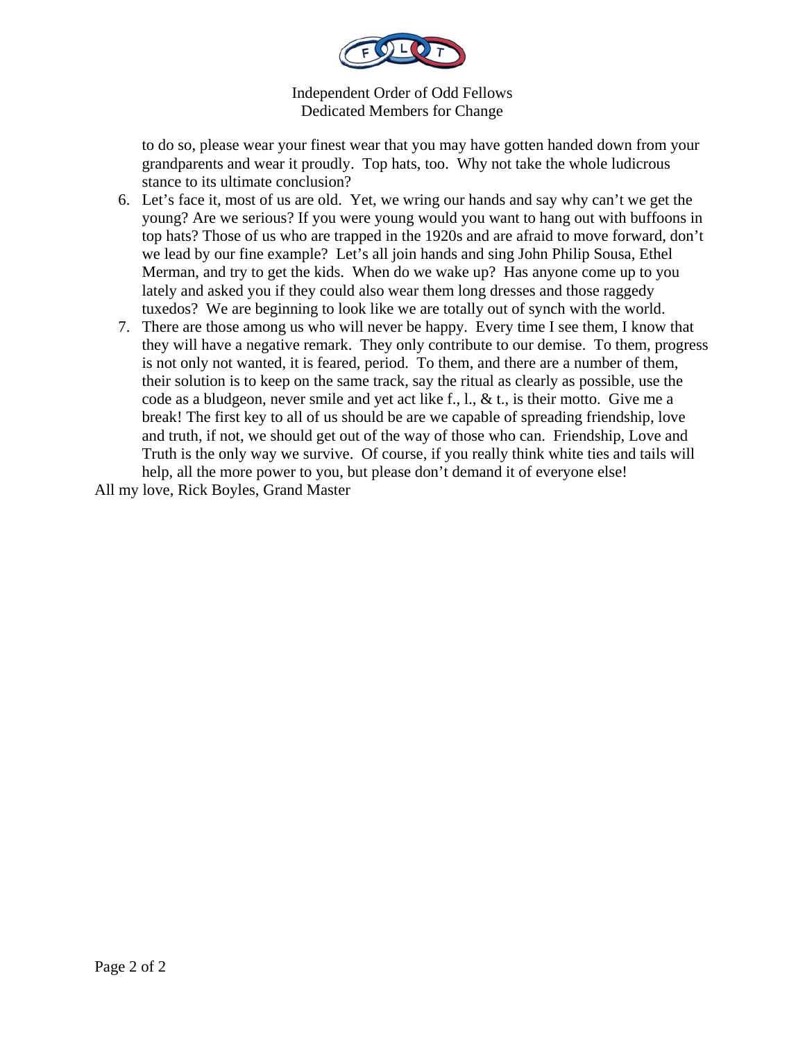to do so, please wear your finest wear that you may have gotten handed down from your grandparents and wear it proudly. Top hats, too. Why not take the whole ludicrous stance to its ultimate conclusion?

6. Let's face it, most of us are old. Yet, we wring our hands and say why can't we get the young? Are we serious? If you were young would you want to hang out with buffoons in top hats? Those of us who are trapped in the 1920s and are afraid to move forward, don't we lead by our fine example? Let's all join hands and sing John Philip Sousa, Ethel Merman, and try to get the kids. When do we wake up? Has anyone come up to you lately and asked you if they could also wear them long dresses and those raggedy tuxedos? We are beginning to look like we are totally out of synch with the world.
7. There are those among us who will never be happy. Every time I see them, I know that they will have a negative remark. They only contribute to our demise. To them, progress is not only not wanted, it is feared, period. To them, and there are a number of them, their solution is to keep on the same track, say the ritual as clearly as possible, use the code as a bludgeon, never smile and yet act like f., l., & t., is their motto. Give me a break! The first key to all of us should be are we capable of spreading friendship, love and truth, if not, we should get out of the way of those who can. Friendship, Love and Truth is the only way we survive. Of course, if you really think white ties and tails will help, all the more power to you, but please don't demand it of everyone else!

All my love, Rick Boyles, Grand Master